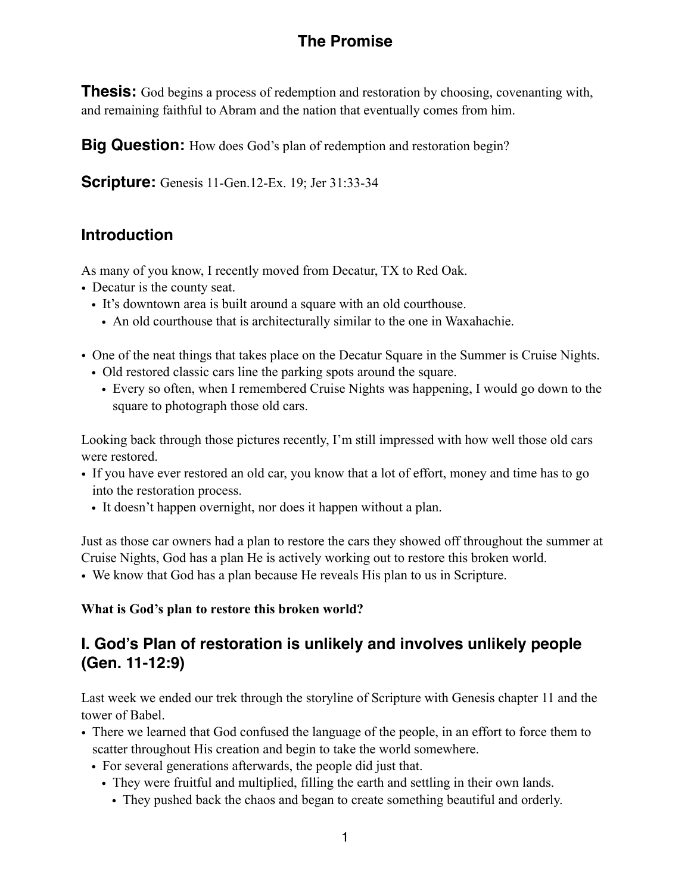# The Promise

**Thesis:** God begins a process of redemption and restoration by choosing, covenanting with, and remaining faithful to Abram and the nation that eventually comes from him.

**Big Question:** How does God's plan of redemption and restoration begin?

**Scripture:** Genesis 11-Gen.12-Ex. 19; Jer 31:33-34

## Introduction

As many of you know, I recently moved from Decatur, TX to Red Oak.

- Decatur is the county seat.
  - It's downtown area is built around a square with an old courthouse.
    - An old courthouse that is architecturally similar to the one in Waxahachie.

- One of the neat things that takes place on the Decatur Square in the Summer is Cruise Nights.
  - Old restored classic cars line the parking spots around the square.
    - Every so often, when I remembered Cruise Nights was happening, I would go down to the square to photograph those old cars.

Looking back through those pictures recently, I'm still impressed with how well those old cars were restored.

- If you have ever restored an old car, you know that a lot of effort, money and time has to go into the restoration process.
  - It doesn't happen overnight, nor does it happen without a plan.

Just as those car owners had a plan to restore the cars they showed off throughout the summer at Cruise Nights, God has a plan He is actively working out to restore this broken world.

- We know that God has a plan because He reveals His plan to us in Scripture.

**What is God's plan to restore this broken world?**

## I. God's Plan of restoration is unlikely and involves unlikely people (Gen. 11-12:9)

Last week we ended our trek through the storyline of Scripture with Genesis chapter 11 and the tower of Babel.

- There we learned that God confused the language of the people, in an effort to force them to scatter throughout His creation and begin to take the world somewhere.
  - For several generations afterwards, the people did just that.
    - They were fruitful and multiplied, filling the earth and settling in their own lands.
      - They pushed back the chaos and began to create something beautiful and orderly.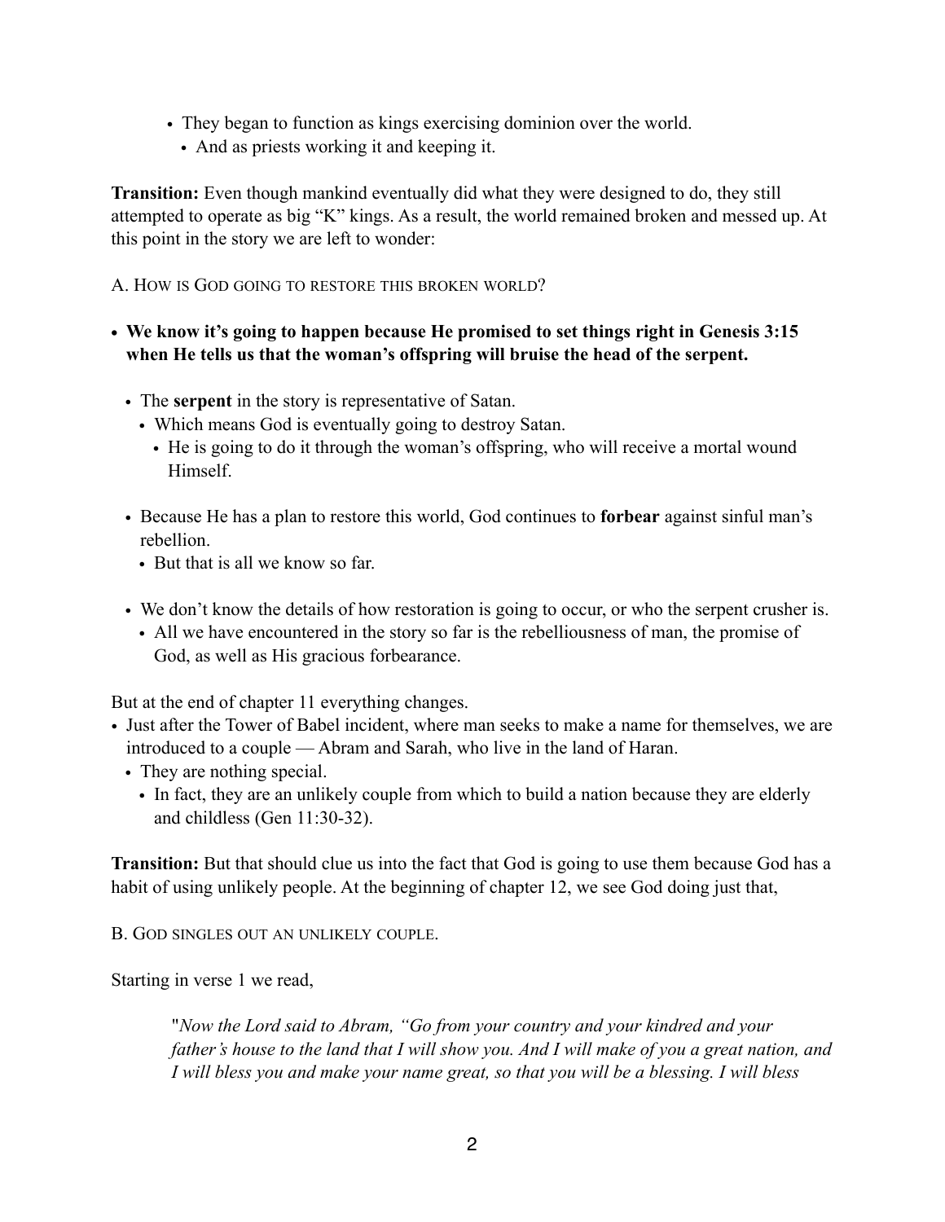- They began to function as kings exercising dominion over the world.
  - And as priests working it and keeping it.

**Transition:** Even though mankind eventually did what they were designed to do, they still attempted to operate as big "K" kings. As a result, the world remained broken and messed up. At this point in the story we are left to wonder:

A. HOW IS GOD GOING TO RESTORE THIS BROKEN WORLD?

- **We know it's going to happen because He promised to set things right in Genesis 3:15 when He tells us that the woman's offspring will bruise the head of the serpent.**
  - The **serpent** in the story is representative of Satan.
    - Which means God is eventually going to destroy Satan.
      - He is going to do it through the woman's offspring, who will receive a mortal wound Himself.
  - Because He has a plan to restore this world, God continues to **forbear** against sinful man's rebellion.
    - But that is all we know so far.
  - We don't know the details of how restoration is going to occur, or who the serpent crusher is.
    - All we have encountered in the story so far is the rebelliousness of man, the promise of God, as well as His gracious forbearance.

But at the end of chapter 11 everything changes.

- Just after the Tower of Babel incident, where man seeks to make a name for themselves, we are introduced to a couple — Abram and Sarah, who live in the land of Haran.
  - They are nothing special.
    - In fact, they are an unlikely couple from which to build a nation because they are elderly and childless (Gen 11:30-32).

**Transition:** But that should clue us into the fact that God is going to use them because God has a habit of using unlikely people. At the beginning of chapter 12, we see God doing just that,

B. GOD SINGLES OUT AN UNLIKELY COUPLE.

Starting in verse 1 we read,

> "*Now the Lord said to Abram, "Go from your country and your kindred and your father's house to the land that I will show you. And I will make of you a great nation, and I will bless you and make your name great, so that you will be a blessing. I will bless*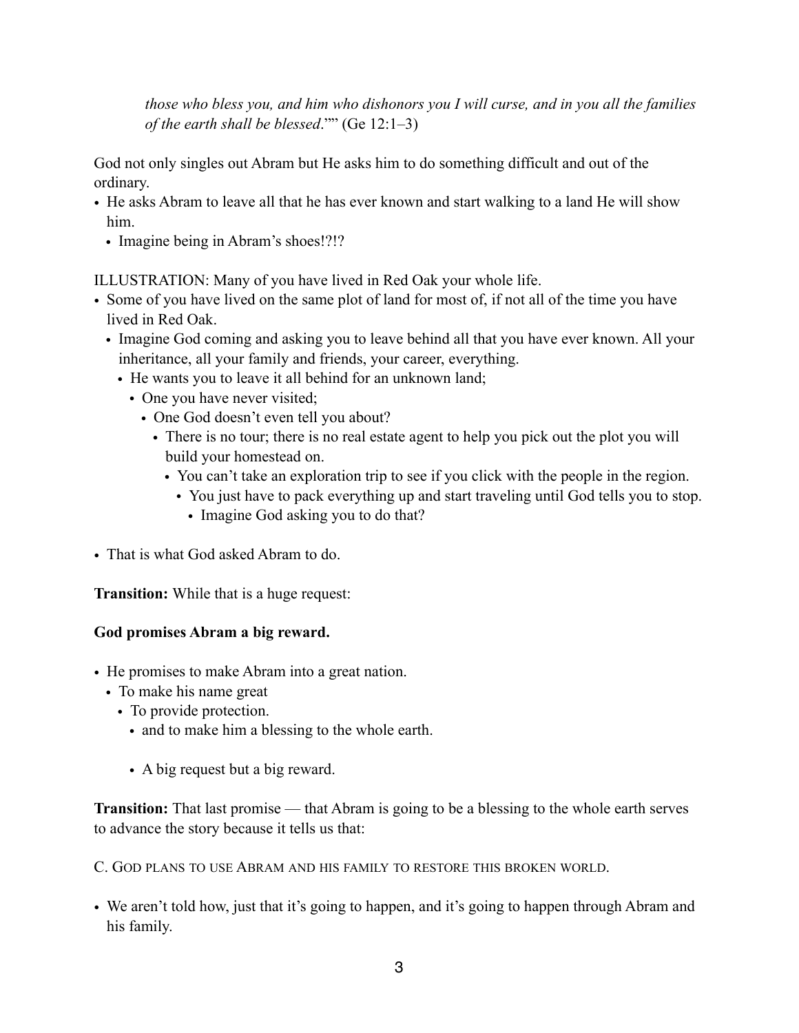> *those who bless you, and him who dishonors you I will curse, and in you all the families of the earth shall be blessed*."" (Ge 12:1–3)

God not only singles out Abram but He asks him to do something difficult and out of the ordinary.

- He asks Abram to leave all that he has ever known and start walking to a land He will show him.
  - Imagine being in Abram's shoes!?!?

ILLUSTRATION: Many of you have lived in Red Oak your whole life.

- Some of you have lived on the same plot of land for most of, if not all of the time you have lived in Red Oak.
  - Imagine God coming and asking you to leave behind all that you have ever known. All your inheritance, all your family and friends, your career, everything.
    - He wants you to leave it all behind for an unknown land;
      - One you have never visited;
        - One God doesn't even tell you about?
          - There is no tour; there is no real estate agent to help you pick out the plot you will build your homestead on.
            - You can't take an exploration trip to see if you click with the people in the region.
              - You just have to pack everything up and start traveling until God tells you to stop.
                - Imagine God asking you to do that?

- That is what God asked Abram to do.

**Transition:** While that is a huge request:

**God promises Abram a big reward.**

- He promises to make Abram into a great nation.
  - To make his name great
    - To provide protection.
      - and to make him a blessing to the whole earth.

      - A big request but a big reward.

**Transition:** That last promise — that Abram is going to be a blessing to the whole earth serves to advance the story because it tells us that:

C. God plans to use Abram and his family to restore this broken world.

- We aren't told how, just that it's going to happen, and it's going to happen through Abram and his family.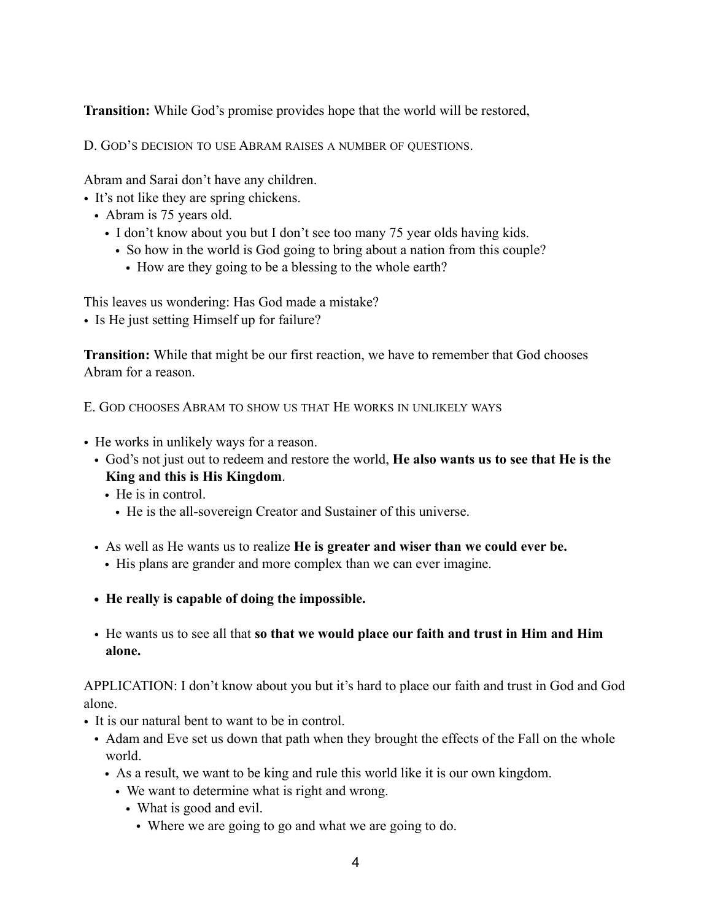**Transition:** While God's promise provides hope that the world will be restored,

D. GOD'S DECISION TO USE ABRAM RAISES A NUMBER OF QUESTIONS.

Abram and Sarai don't have any children.

- It's not like they are spring chickens.
  - Abram is 75 years old.
    - I don't know about you but I don't see too many 75 year olds having kids.
      - So how in the world is God going to bring about a nation from this couple?
        - How are they going to be a blessing to the whole earth?

This leaves us wondering: Has God made a mistake?

- Is He just setting Himself up for failure?

**Transition:** While that might be our first reaction, we have to remember that God chooses Abram for a reason.

E. GOD CHOOSES ABRAM TO SHOW US THAT HE WORKS IN UNLIKELY WAYS

- He works in unlikely ways for a reason.
  - God's not just out to redeem and restore the world, **He also wants us to see that He is the King and this is His Kingdom**.
    - He is in control.
      - He is the all-sovereign Creator and Sustainer of this universe.

  - As well as He wants us to realize **He is greater and wiser than we could ever be.**
    - His plans are grander and more complex than we can ever imagine.

  - **He really is capable of doing the impossible.**

  - He wants us to see all that **so that we would place our faith and trust in Him and Him alone.**

APPLICATION: I don't know about you but it's hard to place our faith and trust in God and God alone.

- It is our natural bent to want to be in control.
  - Adam and Eve set us down that path when they brought the effects of the Fall on the whole world.
    - As a result, we want to be king and rule this world like it is our own kingdom.
      - We want to determine what is right and wrong.
        - What is good and evil.
          - Where we are going to go and what we are going to do.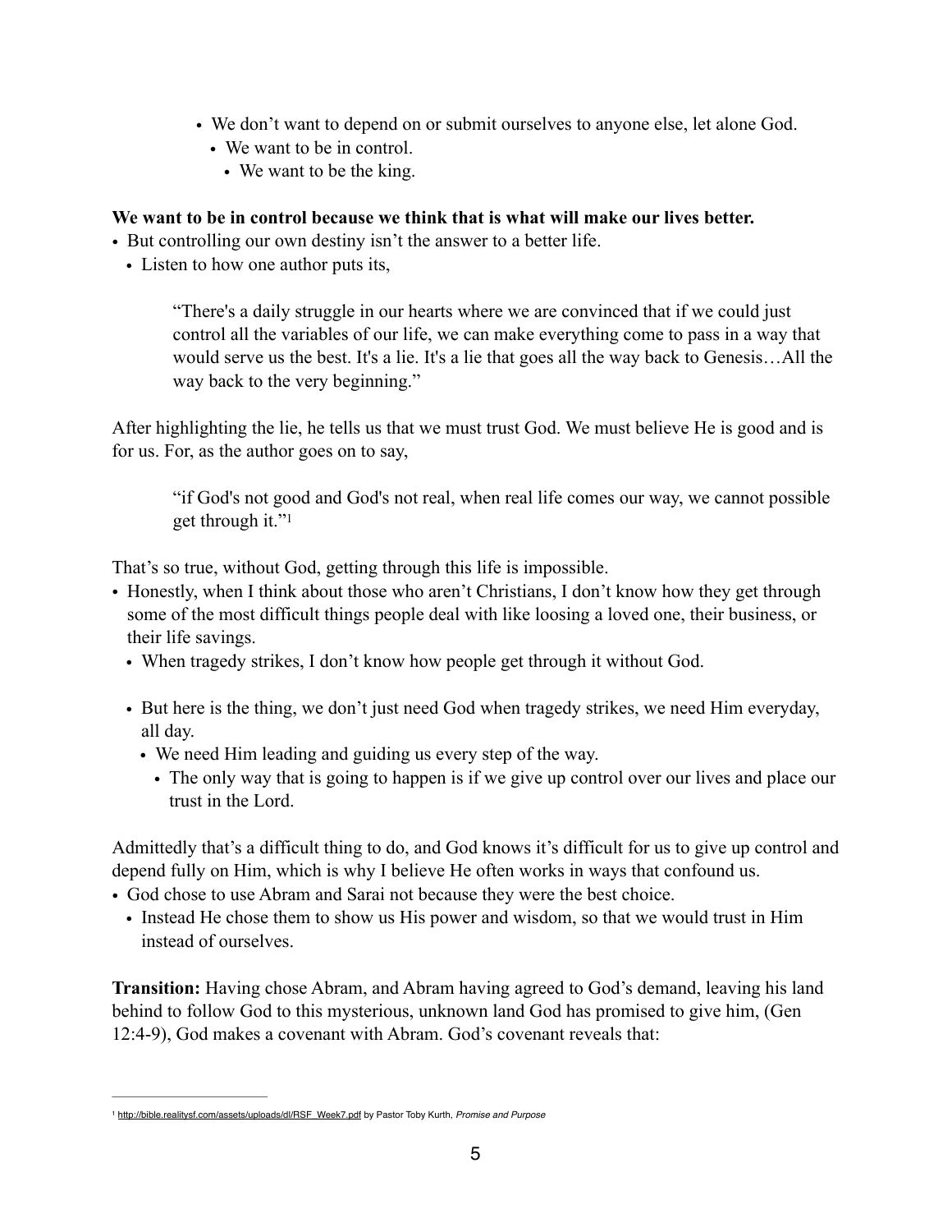- We don't want to depend on or submit ourselves to anyone else, let alone God.
  - We want to be in control.
    - We want to be the king.

**We want to be in control because we think that is what will make our lives better.**

- But controlling our own destiny isn't the answer to a better life.
  - Listen to how one author puts its,

> "There's a daily struggle in our hearts where we are convinced that if we could just control all the variables of our life, we can make everything come to pass in a way that would serve us the best. It's a lie. It's a lie that goes all the way back to Genesis…All the way back to the very beginning."

After highlighting the lie, he tells us that we must trust God. We must believe He is good and is for us. For, as the author goes on to say,

> "if God's not good and God's not real, when real life comes our way, we cannot possible get through it."[1]

That's so true, without God, getting through this life is impossible.

- Honestly, when I think about those who aren't Christians, I don't know how they get through some of the most difficult things people deal with like loosing a loved one, their business, or their life savings.
  - When tragedy strikes, I don't know how people get through it without God.

  - But here is the thing, we don't just need God when tragedy strikes, we need Him everyday, all day.
    - We need Him leading and guiding us every step of the way.
      - The only way that is going to happen is if we give up control over our lives and place our trust in the Lord.

Admittedly that's a difficult thing to do, and God knows it's difficult for us to give up control and depend fully on Him, which is why I believe He often works in ways that confound us.

- God chose to use Abram and Sarai not because they were the best choice.
  - Instead He chose them to show us His power and wisdom, so that we would trust in Him instead of ourselves.

**Transition:** Having chose Abram, and Abram having agreed to God's demand, leaving his land behind to follow God to this mysterious, unknown land God has promised to give him, (Gen 12:4-9), God makes a covenant with Abram. God's covenant reveals that:

---

[1] http://bible.realitysf.com/assets/uploads/dl/RSF_Week7.pdf by Pastor Toby Kurth, *Promise and Purpose*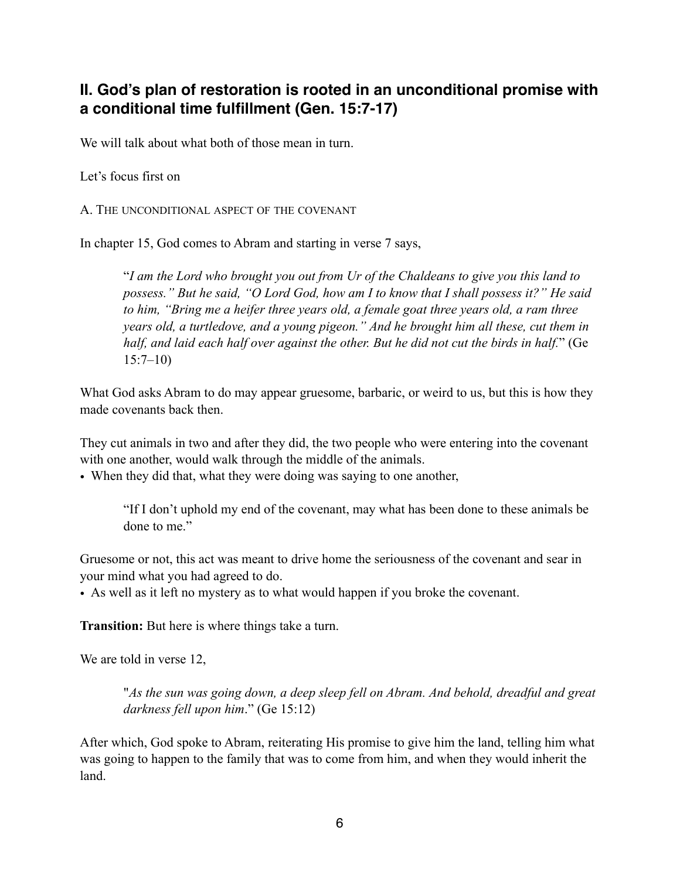## II. God's plan of restoration is rooted in an unconditional promise with a conditional time fulfillment (Gen. 15:7-17)

We will talk about what both of those mean in turn.

Let's focus first on

A. The unconditional aspect of the covenant

In chapter 15, God comes to Abram and starting in verse 7 says,

> "*I am the Lord who brought you out from Ur of the Chaldeans to give you this land to possess." But he said, "O Lord God, how am I to know that I shall possess it?" He said to him, "Bring me a heifer three years old, a female goat three years old, a ram three years old, a turtledove, and a young pigeon." And he brought him all these, cut them in half, and laid each half over against the other. But he did not cut the birds in half.*" (Ge 15:7–10)

What God asks Abram to do may appear gruesome, barbaric, or weird to us, but this is how they made covenants back then.

They cut animals in two and after they did, the two people who were entering into the covenant with one another, would walk through the middle of the animals.

- When they did that, what they were doing was saying to one another,

> "If I don't uphold my end of the covenant, may what has been done to these animals be done to me."

Gruesome or not, this act was meant to drive home the seriousness of the covenant and sear in your mind what you had agreed to do.

- As well as it left no mystery as to what would happen if you broke the covenant.

**Transition:** But here is where things take a turn.

We are told in verse 12,

> "*As the sun was going down, a deep sleep fell on Abram. And behold, dreadful and great darkness fell upon him*." (Ge 15:12)

After which, God spoke to Abram, reiterating His promise to give him the land, telling him what was going to happen to the family that was to come from him, and when they would inherit the land.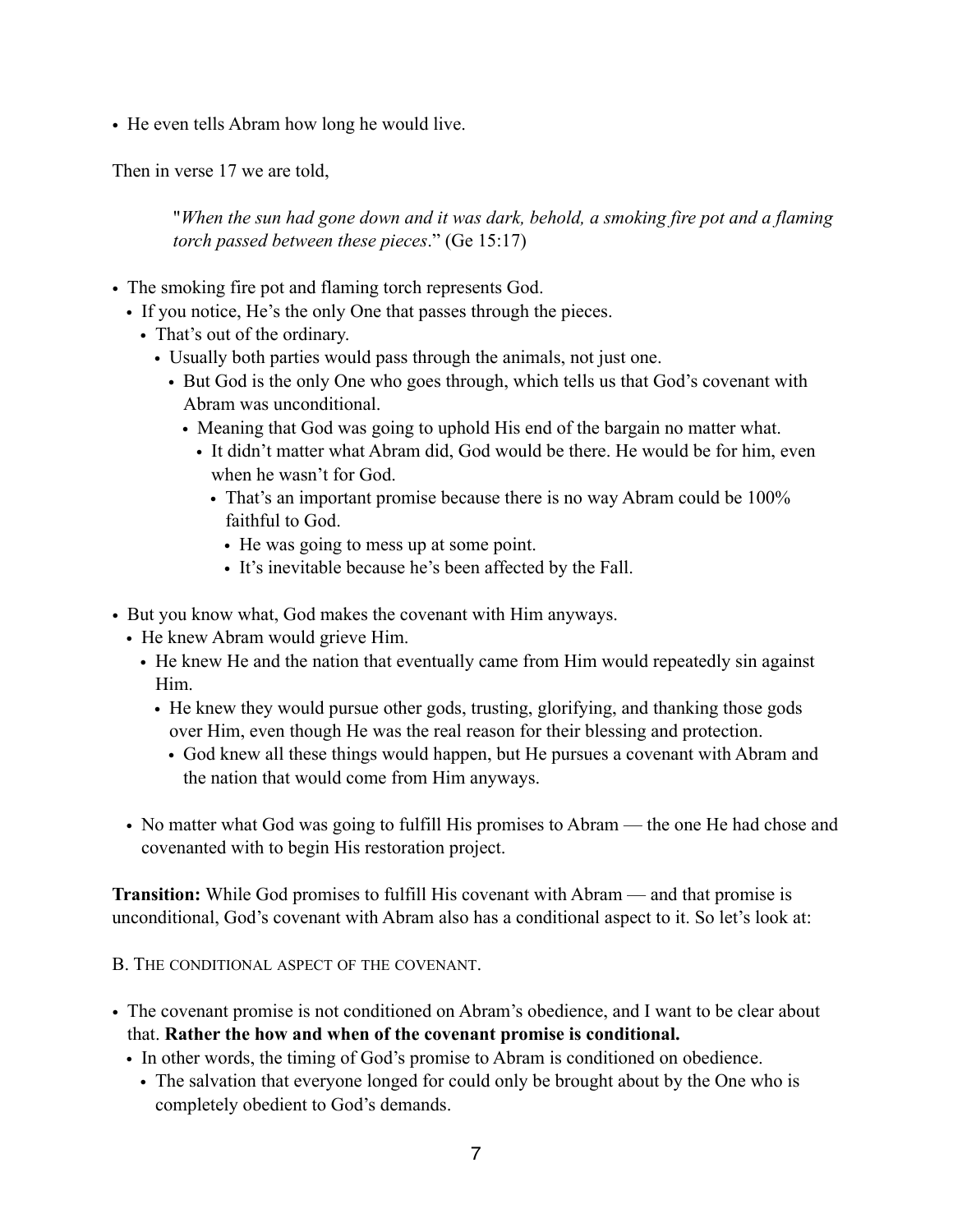- He even tells Abram how long he would live.

Then in verse 17 we are told,

> "*When the sun had gone down and it was dark, behold, a smoking fire pot and a flaming torch passed between these pieces*." (Ge 15:17)

- The smoking fire pot and flaming torch represents God.
  - If you notice, He's the only One that passes through the pieces.
    - That's out of the ordinary.
      - Usually both parties would pass through the animals, not just one.
        - But God is the only One who goes through, which tells us that God's covenant with Abram was unconditional.
          - Meaning that God was going to uphold His end of the bargain no matter what.
            - It didn't matter what Abram did, God would be there. He would be for him, even when he wasn't for God.
              - That's an important promise because there is no way Abram could be 100% faithful to God.
                - He was going to mess up at some point.
                - It's inevitable because he's been affected by the Fall.

- But you know what, God makes the covenant with Him anyways.
  - He knew Abram would grieve Him.
    - He knew He and the nation that eventually came from Him would repeatedly sin against Him.
      - He knew they would pursue other gods, trusting, glorifying, and thanking those gods over Him, even though He was the real reason for their blessing and protection.
        - God knew all these things would happen, but He pursues a covenant with Abram and the nation that would come from Him anyways.

  - No matter what God was going to fulfill His promises to Abram — the one He had chose and covenanted with to begin His restoration project.

**Transition:** While God promises to fulfill His covenant with Abram — and that promise is unconditional, God's covenant with Abram also has a conditional aspect to it. So let's look at:

B. The conditional aspect of the covenant.

- The covenant promise is not conditioned on Abram's obedience, and I want to be clear about that. **Rather the how and when of the covenant promise is conditional.**
  - In other words, the timing of God's promise to Abram is conditioned on obedience.
    - The salvation that everyone longed for could only be brought about by the One who is completely obedient to God's demands.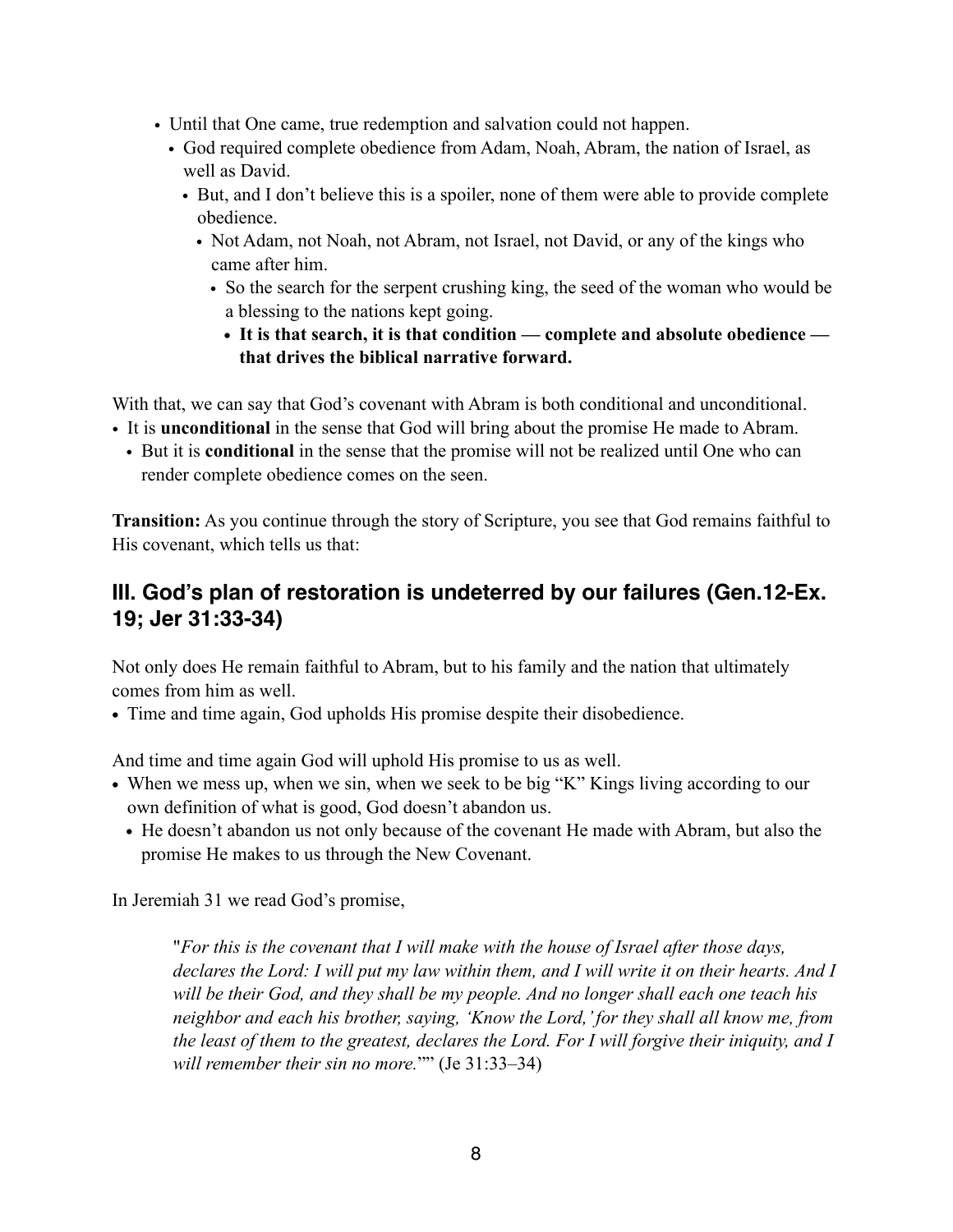- Until that One came, true redemption and salvation could not happen.
  - God required complete obedience from Adam, Noah, Abram, the nation of Israel, as well as David.
    - But, and I don't believe this is a spoiler, none of them were able to provide complete obedience.
      - Not Adam, not Noah, not Abram, not Israel, not David, or any of the kings who came after him.
        - So the search for the serpent crushing king, the seed of the woman who would be a blessing to the nations kept going.
          - **It is that search, it is that condition — complete and absolute obedience — that drives the biblical narrative forward.**

With that, we can say that God's covenant with Abram is both conditional and unconditional.
- It is **unconditional** in the sense that God will bring about the promise He made to Abram.
  - But it is **conditional** in the sense that the promise will not be realized until One who can render complete obedience comes on the seen.

**Transition:** As you continue through the story of Scripture, you see that God remains faithful to His covenant, which tells us that:

## III. God's plan of restoration is undeterred by our failures (Gen.12-Ex. 19; Jer 31:33-34)

Not only does He remain faithful to Abram, but to his family and the nation that ultimately comes from him as well.
- Time and time again, God upholds His promise despite their disobedience.

And time and time again God will uphold His promise to us as well.
- When we mess up, when we sin, when we seek to be big "K" Kings living according to our own definition of what is good, God doesn't abandon us.
  - He doesn't abandon us not only because of the covenant He made with Abram, but also the promise He makes to us through the New Covenant.

In Jeremiah 31 we read God's promise,

> "*For this is the covenant that I will make with the house of Israel after those days, declares the Lord: I will put my law within them, and I will write it on their hearts. And I will be their God, and they shall be my people. And no longer shall each one teach his neighbor and each his brother, saying, 'Know the Lord,' for they shall all know me, from the least of them to the greatest, declares the Lord. For I will forgive their iniquity, and I will remember their sin no more.*"" (Je 31:33–34)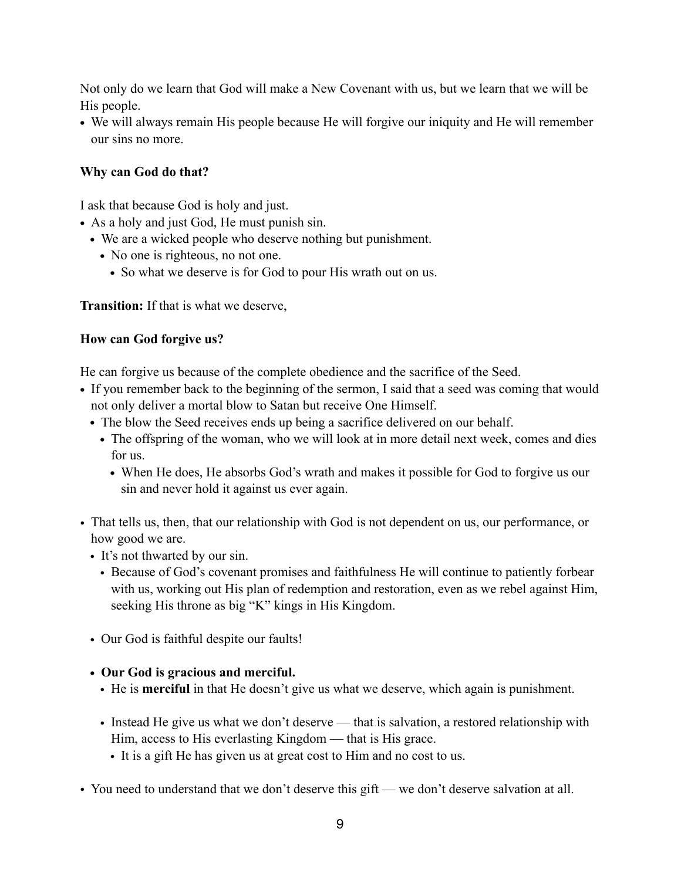Not only do we learn that God will make a New Covenant with us, but we learn that we will be His people.

- We will always remain His people because He will forgive our iniquity and He will remember our sins no more.

**Why can God do that?**

I ask that because God is holy and just.

- As a holy and just God, He must punish sin.
  - We are a wicked people who deserve nothing but punishment.
    - No one is righteous, no not one.
      - So what we deserve is for God to pour His wrath out on us.

**Transition:** If that is what we deserve,

**How can God forgive us?**

He can forgive us because of the complete obedience and the sacrifice of the Seed.

- If you remember back to the beginning of the sermon, I said that a seed was coming that would not only deliver a mortal blow to Satan but receive One Himself.
  - The blow the Seed receives ends up being a sacrifice delivered on our behalf.
    - The offspring of the woman, who we will look at in more detail next week, comes and dies for us.
      - When He does, He absorbs God's wrath and makes it possible for God to forgive us our sin and never hold it against us ever again.

- That tells us, then, that our relationship with God is not dependent on us, our performance, or how good we are.
  - It's not thwarted by our sin.
    - Because of God's covenant promises and faithfulness He will continue to patiently forbear with us, working out His plan of redemption and restoration, even as we rebel against Him, seeking His throne as big "K" kings in His Kingdom.

  - Our God is faithful despite our faults!

  - **Our God is gracious and merciful.**
    - He is **merciful** in that He doesn't give us what we deserve, which again is punishment.

    - Instead He give us what we don't deserve — that is salvation, a restored relationship with Him, access to His everlasting Kingdom — that is His grace.
      - It is a gift He has given us at great cost to Him and no cost to us.

- You need to understand that we don't deserve this gift — we don't deserve salvation at all.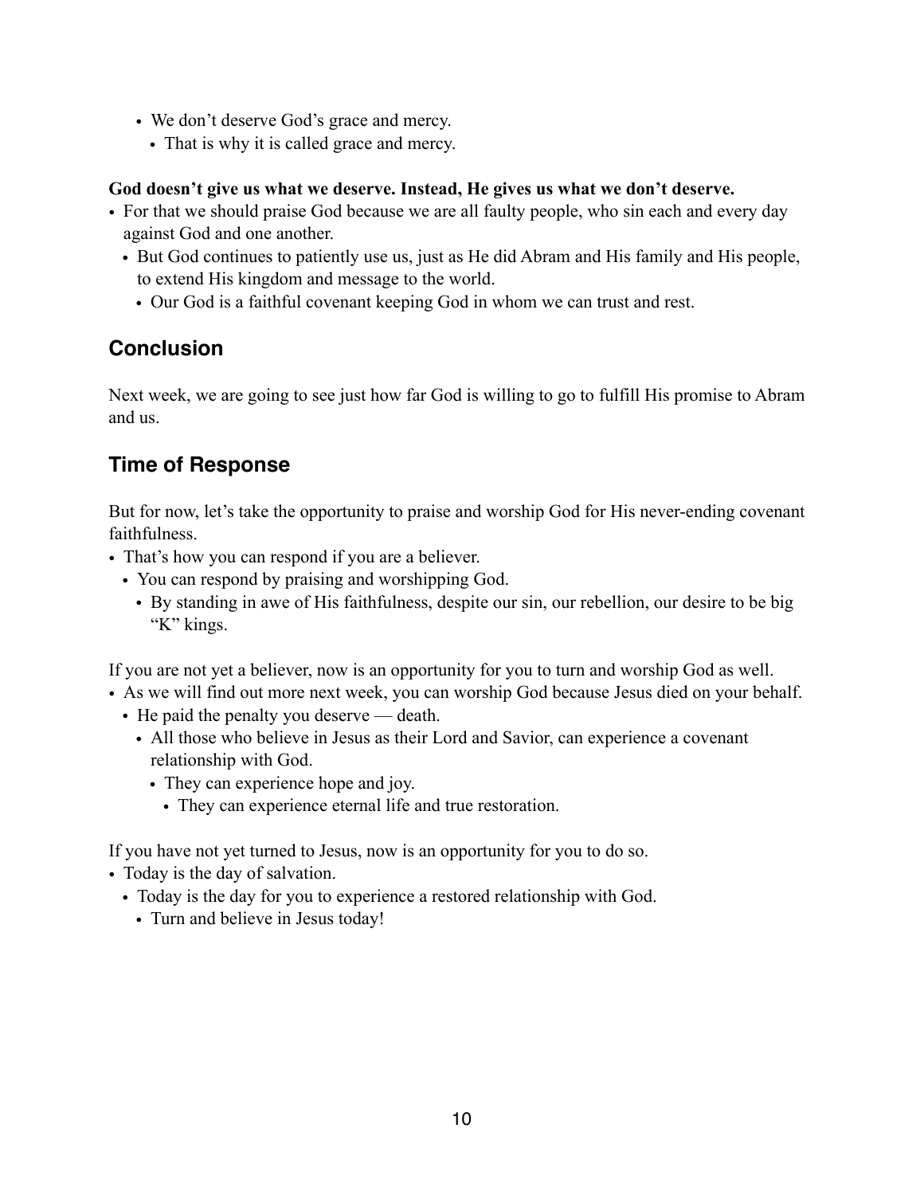- We don't deserve God's grace and mercy.
    - That is why it is called grace and mercy.

**God doesn't give us what we deserve. Instead, He gives us what we don't deserve.**

- For that we should praise God because we are all faulty people, who sin each and every day against God and one another.
    - But God continues to patiently use us, just as He did Abram and His family and His people, to extend His kingdom and message to the world.
        - Our God is a faithful covenant keeping God in whom we can trust and rest.

## Conclusion

Next week, we are going to see just how far God is willing to go to fulfill His promise to Abram and us.

## Time of Response

But for now, let's take the opportunity to praise and worship God for His never-ending covenant faithfulness.

- That's how you can respond if you are a believer.
    - You can respond by praising and worshipping God.
        - By standing in awe of His faithfulness, despite our sin, our rebellion, our desire to be big "K" kings.

If you are not yet a believer, now is an opportunity for you to turn and worship God as well.

- As we will find out more next week, you can worship God because Jesus died on your behalf.
    - He paid the penalty you deserve — death.
        - All those who believe in Jesus as their Lord and Savior, can experience a covenant relationship with God.
            - They can experience hope and joy.
                - They can experience eternal life and true restoration.

If you have not yet turned to Jesus, now is an opportunity for you to do so.

- Today is the day of salvation.
    - Today is the day for you to experience a restored relationship with God.
        - Turn and believe in Jesus today!